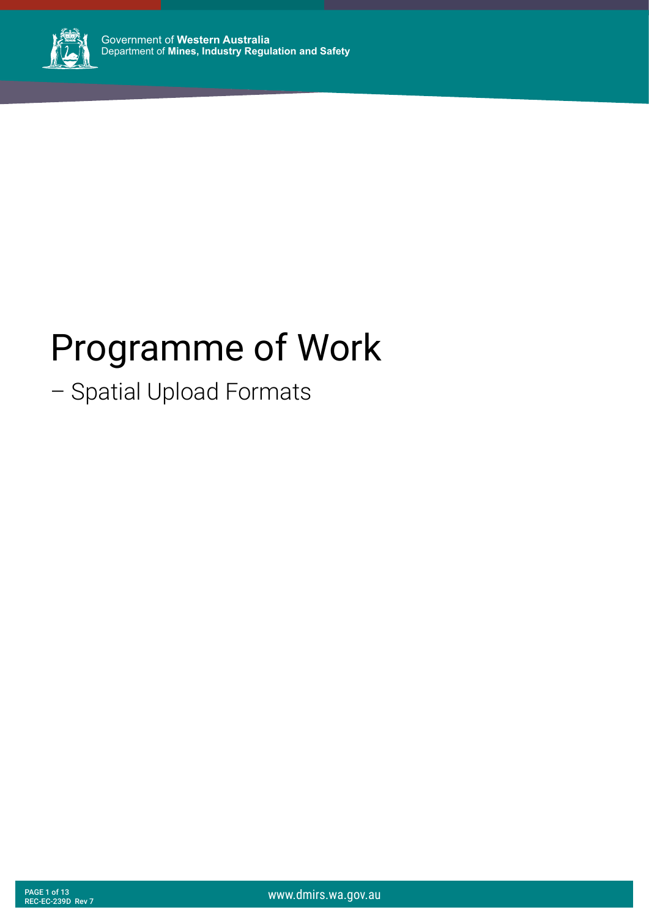Government of **Western Australia**
Department of **Mines, Industry Regulation and Safety**

# Programme of Work

– Spatial Upload Formats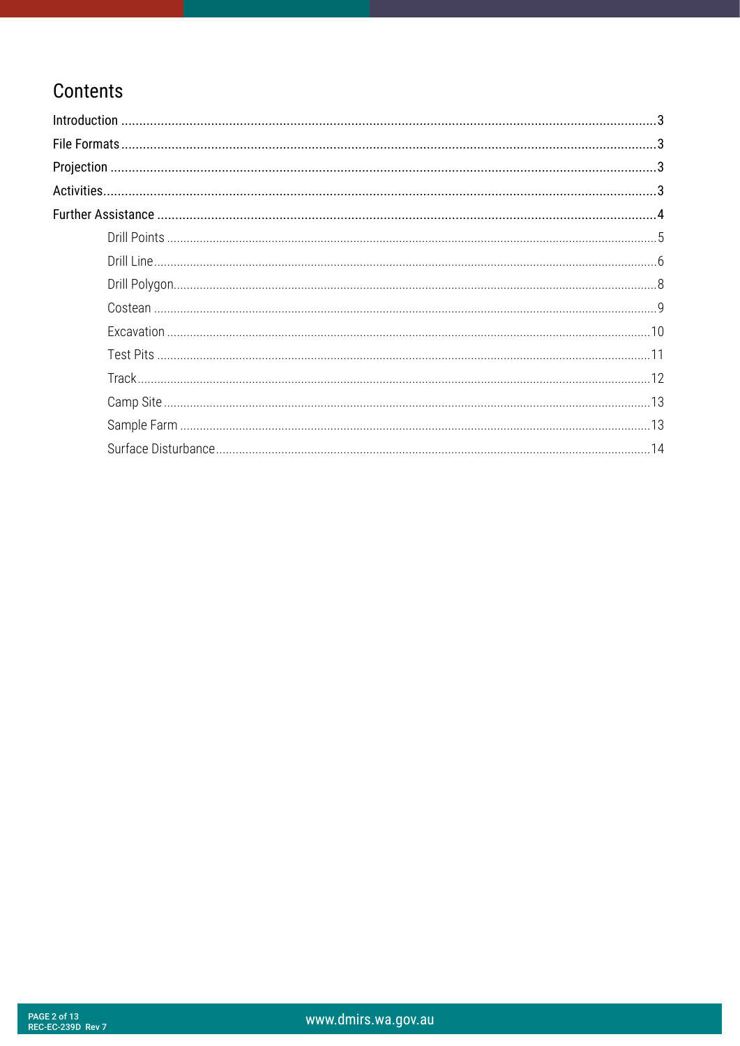# Contents

Introduction ....................................................................................................................................................3

File Formats ....................................................................................................................................................3

Projection ........................................................................................................................................................3

Activities ..........................................................................................................................................................3

Further Assistance ..........................................................................................................................................4

- Drill Points ..................................................................................................................................................5
- Drill Line ......................................................................................................................................................6
- Drill Polygon ................................................................................................................................................8
- Costean ........................................................................................................................................................9
- Excavation ................................................................................................................................................10
- Test Pits ....................................................................................................................................................11
- Track ..........................................................................................................................................................12
- Camp Site ..................................................................................................................................................13
- Sample Farm ............................................................................................................................................13
- Surface Disturbance ..................................................................................................................................14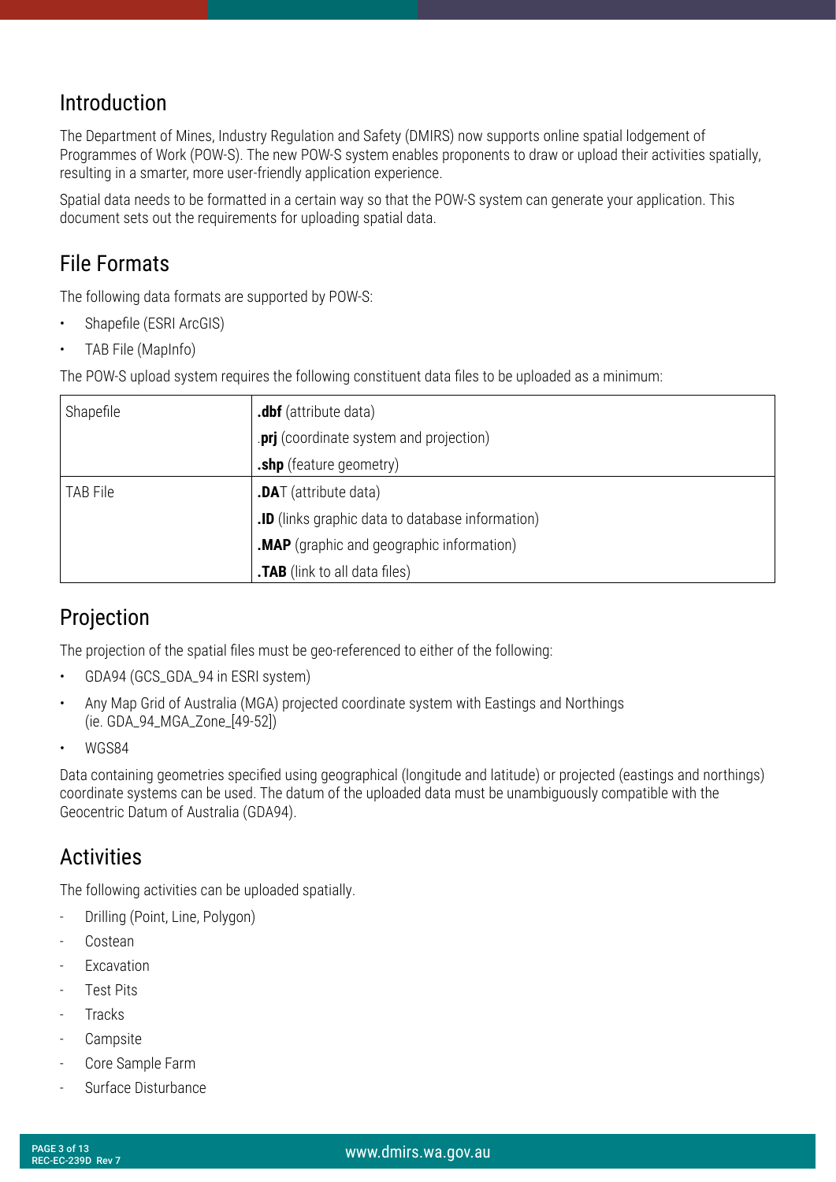## Introduction

The Department of Mines, Industry Regulation and Safety (DMIRS) now supports online spatial lodgement of Programmes of Work (POW-S). The new POW-S system enables proponents to draw or upload their activities spatially, resulting in a smarter, more user-friendly application experience.

Spatial data needs to be formatted in a certain way so that the POW-S system can generate your application. This document sets out the requirements for uploading spatial data.

## File Formats

The following data formats are supported by POW-S:

- Shapefile (ESRI ArcGIS)
- TAB File (MapInfo)

The POW-S upload system requires the following constituent data files to be uploaded as a minimum:

| | |
|---|---|
| Shapefile | **.dbf** (attribute data) |
| | .**prj** (coordinate system and projection) |
| | **.shp** (feature geometry) |
| TAB File | **.DA**T (attribute data) |
| | **.ID** (links graphic data to database information) |
| | **.MAP** (graphic and geographic information) |
| | **.TAB** (link to all data files) |

## Projection

The projection of the spatial files must be geo-referenced to either of the following:

- GDA94 (GCS_GDA_94 in ESRI system)
- Any Map Grid of Australia (MGA) projected coordinate system with Eastings and Northings (ie. GDA_94_MGA_Zone_[49-52])
- WGS84

Data containing geometries specified using geographical (longitude and latitude) or projected (eastings and northings) coordinate systems can be used. The datum of the uploaded data must be unambiguously compatible with the Geocentric Datum of Australia (GDA94).

## Activities

The following activities can be uploaded spatially.

- Drilling (Point, Line, Polygon)
- Costean
- Excavation
- Test Pits
- Tracks
- Campsite
- Core Sample Farm
- Surface Disturbance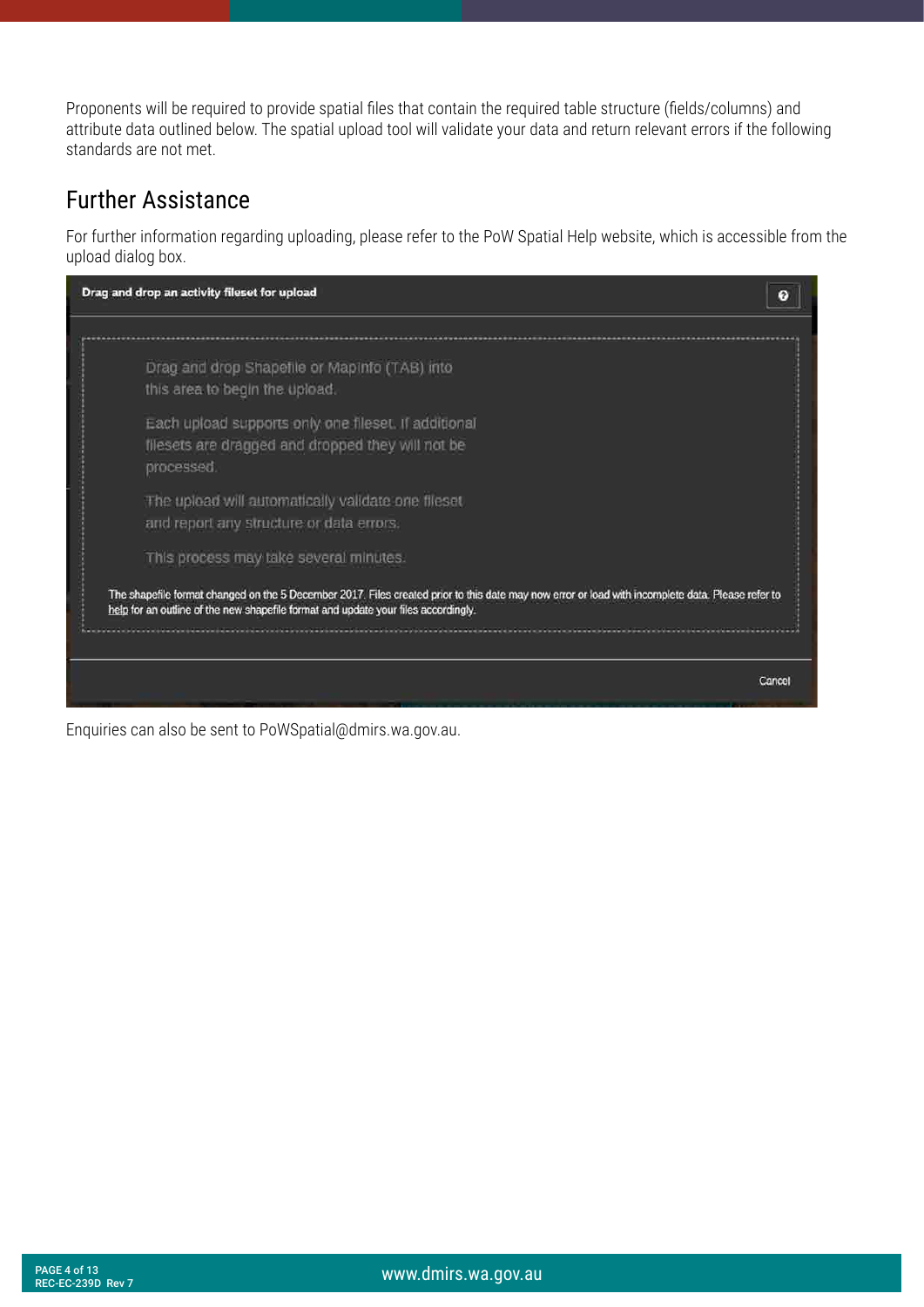Proponents will be required to provide spatial files that contain the required table structure (fields/columns) and attribute data outlined below. The spatial upload tool will validate your data and return relevant errors if the following standards are not met.

## Further Assistance

For further information regarding uploading, please refer to the PoW Spatial Help website, which is accessible from the upload dialog box.

**Drag and drop an activity fileset for upload**

Drag and drop Shapefile or MapInfo (TAB) into this area to begin the upload.

Each upload supports only one fileset. If additional filesets are dragged and dropped they will not be processed.

The upload will automatically validate one fileset and report any structure or data errors.

This process may take several minutes.

The shapefile format changed on the 5 December 2017. Files created prior to this date may now error or load with incomplete data. Please refer to help for an outline of the new shapefile format and update your files accordingly.

Cancel

Enquiries can also be sent to PoWSpatial@dmirs.wa.gov.au.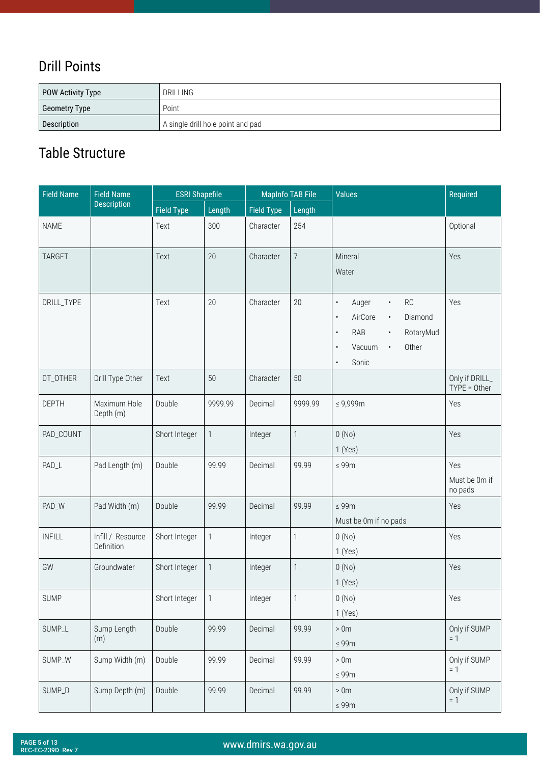## Drill Points

| POW Activity Type | DRILLING |
|---|---|
| Geometry Type | Point |
| Description | A single drill hole point and pad |

## Table Structure

| Field Name | Field Name Description | ESRI Shapefile | | MapInfo TAB File | | Values | Required |
|---|---|---|---|---|---|---|---|
| | | Field Type | Length | Field Type | Length | | |
| NAME | | Text | 300 | Character | 254 | | Optional |
| TARGET | | Text | 20 | Character | 7 | Mineral<br>Water | Yes |
| DRILL_TYPE | | Text | 20 | Character | 20 | • Auger<br>• AirCore<br>• RAB<br>• Vacuum<br>• Sonic<br>• RC<br>• Diamond<br>• RotaryMud<br>• Other | Yes |
| DT_OTHER | Drill Type Other | Text | 50 | Character | 50 | | Only if DRILL_TYPE = Other |
| DEPTH | Maximum Hole Depth (m) | Double | 9999.99 | Decimal | 9999.99 | ≤ 9,999m | Yes |
| PAD_COUNT | | Short Integer | 1 | Integer | 1 | 0 (No)<br>1 (Yes) | Yes |
| PAD_L | Pad Length (m) | Double | 99.99 | Decimal | 99.99 | ≤ 99m | Yes<br>Must be 0m if no pads |
| PAD_W | Pad Width (m) | Double | 99.99 | Decimal | 99.99 | ≤ 99m<br>Must be 0m if no pads | Yes |
| INFILL | Infill / Resource Definition | Short Integer | 1 | Integer | 1 | 0 (No)<br>1 (Yes) | Yes |
| GW | Groundwater | Short Integer | 1 | Integer | 1 | 0 (No)<br>1 (Yes) | Yes |
| SUMP | | Short Integer | 1 | Integer | 1 | 0 (No)<br>1 (Yes) | Yes |
| SUMP_L | Sump Length (m) | Double | 99.99 | Decimal | 99.99 | > 0m<br>≤ 99m | Only if SUMP = 1 |
| SUMP_W | Sump Width (m) | Double | 99.99 | Decimal | 99.99 | > 0m<br>≤ 99m | Only if SUMP = 1 |
| SUMP_D | Sump Depth (m) | Double | 99.99 | Decimal | 99.99 | > 0m<br>≤ 99m | Only if SUMP = 1 |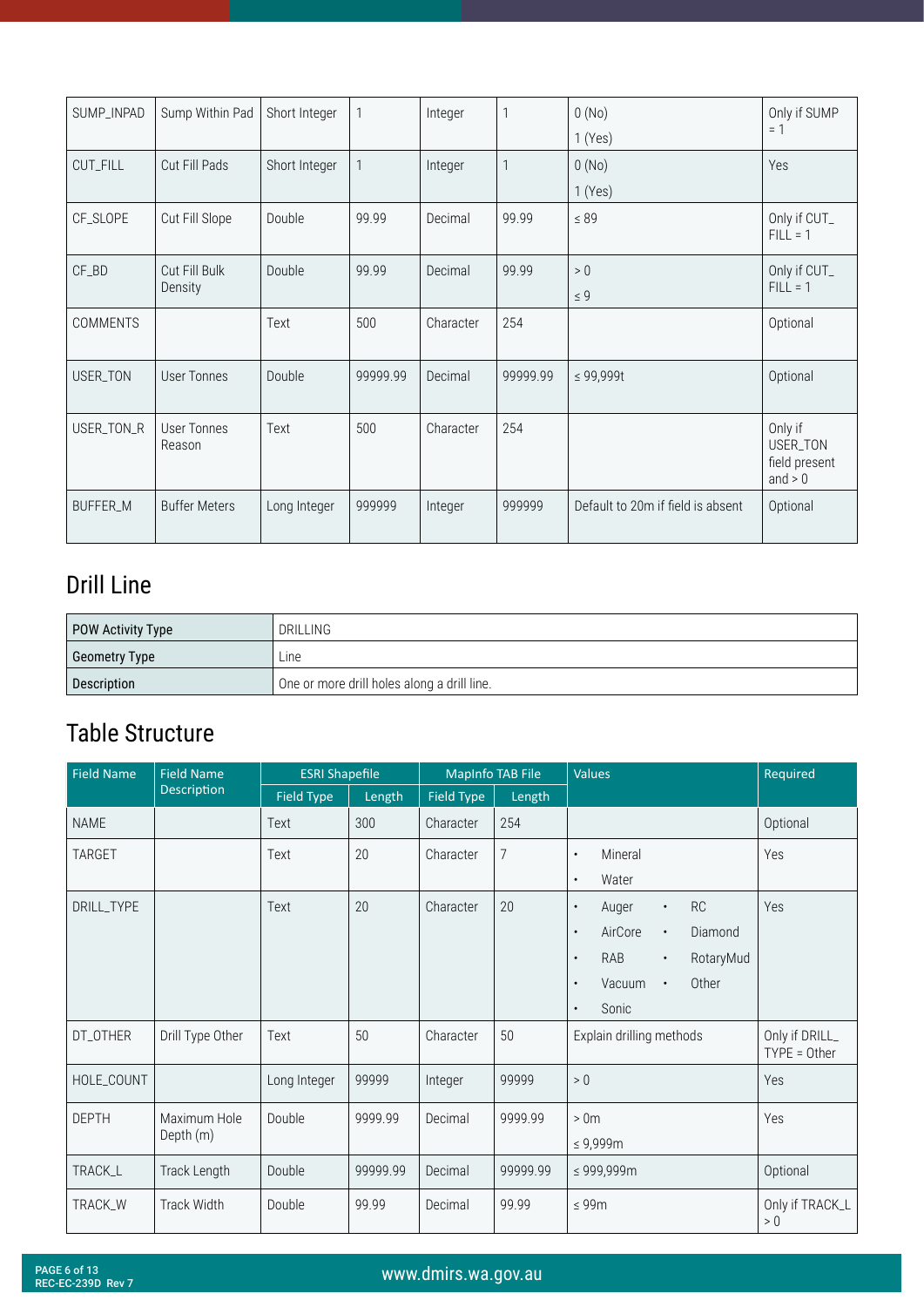| SUMP_INPAD | Sump Within Pad | Short Integer | 1 | Integer | 1 | 0 (No)<br>1 (Yes) | Only if SUMP = 1 |
|---|---|---|---|---|---|---|---|
| CUT_FILL | Cut Fill Pads | Short Integer | 1 | Integer | 1 | 0 (No)<br>1 (Yes) | Yes |
| CF_SLOPE | Cut Fill Slope | Double | 99.99 | Decimal | 99.99 | ≤ 89 | Only if CUT_FILL = 1 |
| CF_BD | Cut Fill Bulk Density | Double | 99.99 | Decimal | 99.99 | > 0<br>≤ 9 | Only if CUT_FILL = 1 |
| COMMENTS | | Text | 500 | Character | 254 | | Optional |
| USER_TON | User Tonnes | Double | 99999.99 | Decimal | 99999.99 | ≤ 99,999t | Optional |
| USER_TON_R | User Tonnes Reason | Text | 500 | Character | 254 | | Only if USER_TON field present and > 0 |
| BUFFER_M | Buffer Meters | Long Integer | 999999 | Integer | 999999 | Default to 20m if field is absent | Optional |

## Drill Line

| POW Activity Type | DRILLING |
|---|---|
| Geometry Type | Line |
| Description | One or more drill holes along a drill line. |

## Table Structure

| Field Name | Field Name Description | ESRI Shapefile | | MapInfo TAB File | | Values | Required |
|---|---|---|---|---|---|---|---|
| | | Field Type | Length | Field Type | Length | | |
| NAME | | Text | 300 | Character | 254 | | Optional |
| TARGET | | Text | 20 | Character | 7 | • Mineral<br>• Water | Yes |
| DRILL_TYPE | | Text | 20 | Character | 20 | • Auger<br>• AirCore<br>• RAB<br>• Vacuum<br>• Sonic<br>• RC<br>• Diamond<br>• RotaryMud<br>• Other | Yes |
| DT_OTHER | Drill Type Other | Text | 50 | Character | 50 | Explain drilling methods | Only if DRILL_TYPE = Other |
| HOLE_COUNT | | Long Integer | 99999 | Integer | 99999 | > 0 | Yes |
| DEPTH | Maximum Hole Depth (m) | Double | 9999.99 | Decimal | 9999.99 | > 0m<br>≤ 9,999m | Yes |
| TRACK_L | Track Length | Double | 99999.99 | Decimal | 99999.99 | ≤ 999,999m | Optional |
| TRACK_W | Track Width | Double | 99.99 | Decimal | 99.99 | ≤ 99m | Only if TRACK_L > 0 |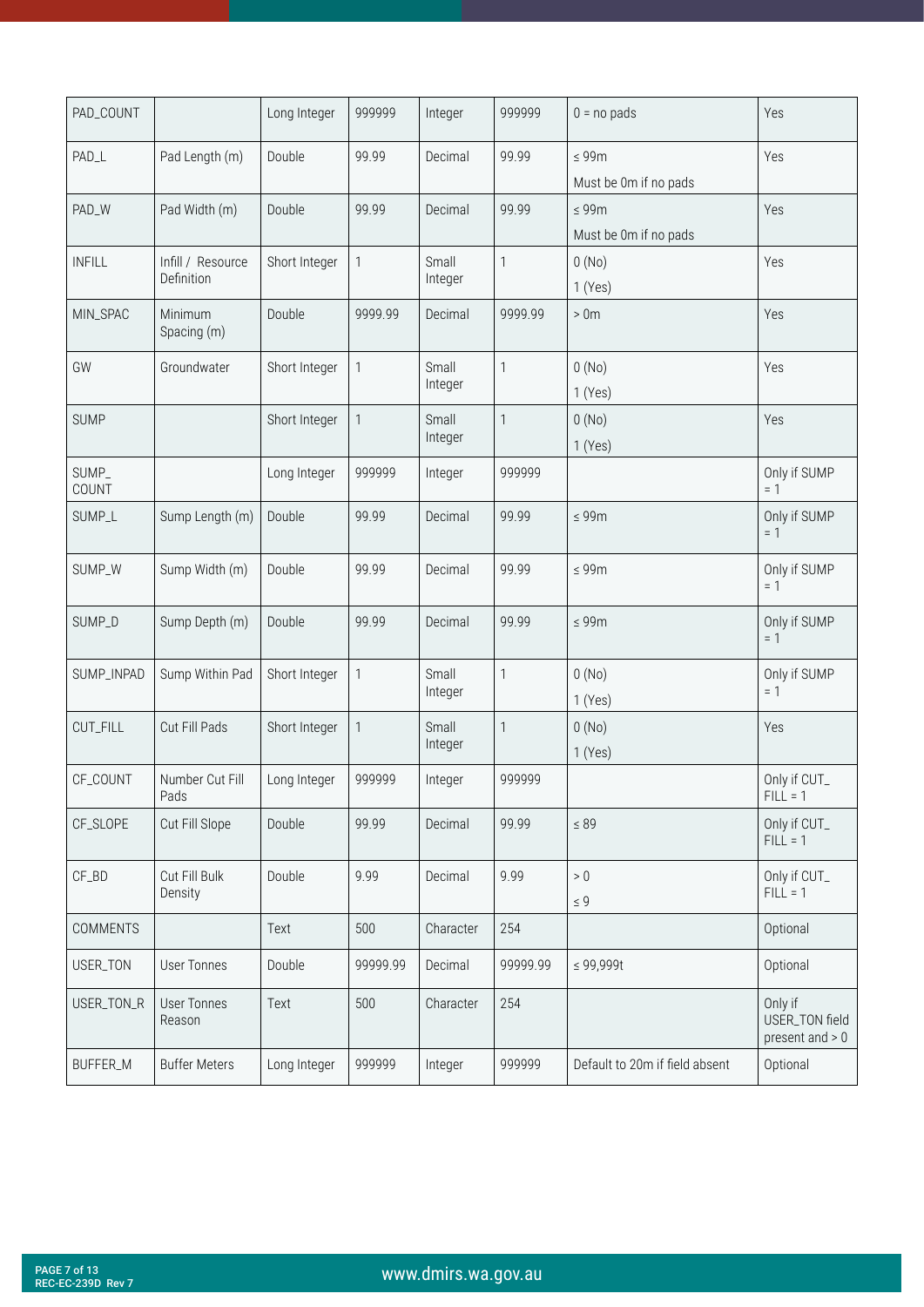| PAD_COUNT | | Long Integer | 999999 | Integer | 999999 | 0 = no pads | Yes |
|---|---|---|---|---|---|---|---|
| PAD_L | Pad Length (m) | Double | 99.99 | Decimal | 99.99 | ≤ 99m<br>Must be 0m if no pads | Yes |
| PAD_W | Pad Width (m) | Double | 99.99 | Decimal | 99.99 | ≤ 99m<br>Must be 0m if no pads | Yes |
| INFILL | Infill / Resource Definition | Short Integer | 1 | Small Integer | 1 | 0 (No)<br>1 (Yes) | Yes |
| MIN_SPAC | Minimum Spacing (m) | Double | 9999.99 | Decimal | 9999.99 | > 0m | Yes |
| GW | Groundwater | Short Integer | 1 | Small Integer | 1 | 0 (No)<br>1 (Yes) | Yes |
| SUMP | | Short Integer | 1 | Small Integer | 1 | 0 (No)<br>1 (Yes) | Yes |
| SUMP_COUNT | | Long Integer | 999999 | Integer | 999999 | | Only if SUMP = 1 |
| SUMP_L | Sump Length (m) | Double | 99.99 | Decimal | 99.99 | ≤ 99m | Only if SUMP = 1 |
| SUMP_W | Sump Width (m) | Double | 99.99 | Decimal | 99.99 | ≤ 99m | Only if SUMP = 1 |
| SUMP_D | Sump Depth (m) | Double | 99.99 | Decimal | 99.99 | ≤ 99m | Only if SUMP = 1 |
| SUMP_INPAD | Sump Within Pad | Short Integer | 1 | Small Integer | 1 | 0 (No)<br>1 (Yes) | Only if SUMP = 1 |
| CUT_FILL | Cut Fill Pads | Short Integer | 1 | Small Integer | 1 | 0 (No)<br>1 (Yes) | Yes |
| CF_COUNT | Number Cut Fill Pads | Long Integer | 999999 | Integer | 999999 | | Only if CUT_FILL = 1 |
| CF_SLOPE | Cut Fill Slope | Double | 99.99 | Decimal | 99.99 | ≤ 89 | Only if CUT_FILL = 1 |
| CF_BD | Cut Fill Bulk Density | Double | 9.99 | Decimal | 9.99 | > 0<br>≤ 9 | Only if CUT_FILL = 1 |
| COMMENTS | | Text | 500 | Character | 254 | | Optional |
| USER_TON | User Tonnes | Double | 99999.99 | Decimal | 99999.99 | ≤ 99,999t | Optional |
| USER_TON_R | User Tonnes Reason | Text | 500 | Character | 254 | | Only if USER_TON field present and > 0 |
| BUFFER_M | Buffer Meters | Long Integer | 999999 | Integer | 999999 | Default to 20m if field absent | Optional |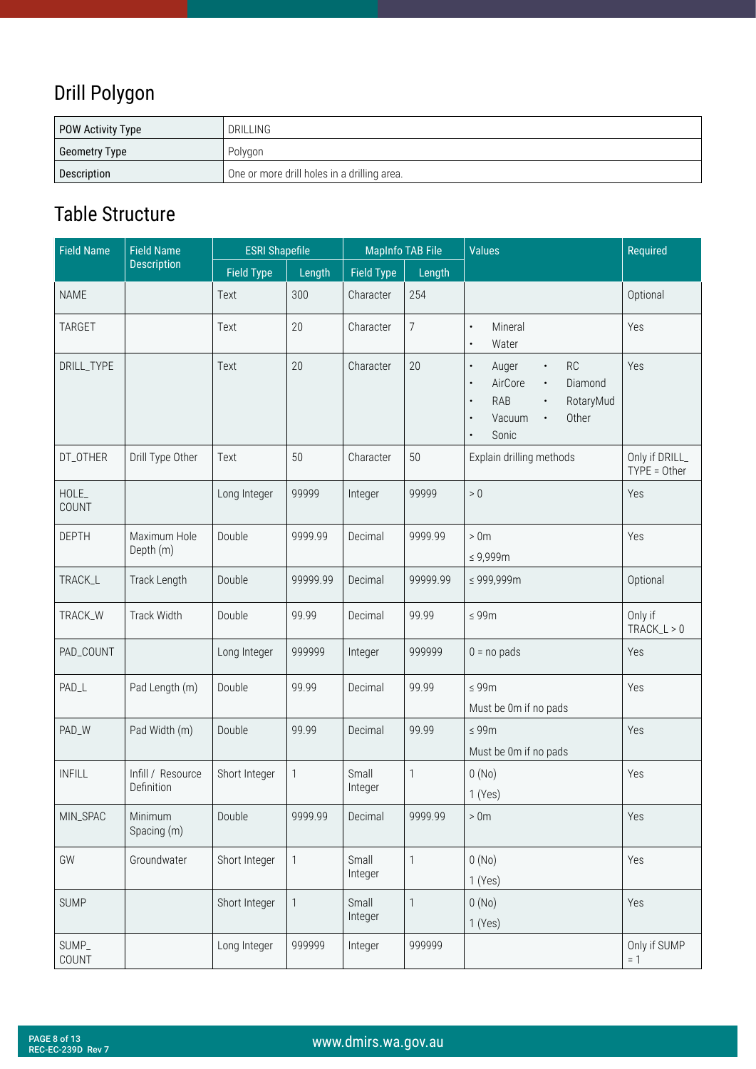## Drill Polygon

| POW Activity Type | DRILLING |
|---|---|
| Geometry Type | Polygon |
| Description | One or more drill holes in a drilling area. |

## Table Structure

| Field Name | Field Name Description | ESRI Shapefile | | MapInfo TAB File | | Values | Required |
|---|---|---|---|---|---|---|---|
| | | Field Type | Length | Field Type | Length | | |
| NAME | | Text | 300 | Character | 254 | | Optional |
| TARGET | | Text | 20 | Character | 7 | • Mineral<br>• Water | Yes |
| DRILL_TYPE | | Text | 20 | Character | 20 | • Auger • RC<br>• AirCore • Diamond<br>• RAB • RotaryMud<br>• Vacuum • Other<br>• Sonic | Yes |
| DT_OTHER | Drill Type Other | Text | 50 | Character | 50 | Explain drilling methods | Only if DRILL_TYPE = Other |
| HOLE_COUNT | | Long Integer | 99999 | Integer | 99999 | > 0 | Yes |
| DEPTH | Maximum Hole Depth (m) | Double | 9999.99 | Decimal | 9999.99 | > 0m<br>≤ 9,999m | Yes |
| TRACK_L | Track Length | Double | 99999.99 | Decimal | 99999.99 | ≤ 999,999m | Optional |
| TRACK_W | Track Width | Double | 99.99 | Decimal | 99.99 | ≤ 99m | Only if TRACK_L > 0 |
| PAD_COUNT | | Long Integer | 999999 | Integer | 999999 | 0 = no pads | Yes |
| PAD_L | Pad Length (m) | Double | 99.99 | Decimal | 99.99 | ≤ 99m<br>Must be 0m if no pads | Yes |
| PAD_W | Pad Width (m) | Double | 99.99 | Decimal | 99.99 | ≤ 99m<br>Must be 0m if no pads | Yes |
| INFILL | Infill / Resource Definition | Short Integer | 1 | Small Integer | 1 | 0 (No)<br>1 (Yes) | Yes |
| MIN_SPAC | Minimum Spacing (m) | Double | 9999.99 | Decimal | 9999.99 | > 0m | Yes |
| GW | Groundwater | Short Integer | 1 | Small Integer | 1 | 0 (No)<br>1 (Yes) | Yes |
| SUMP | | Short Integer | 1 | Small Integer | 1 | 0 (No)<br>1 (Yes) | Yes |
| SUMP_COUNT | | Long Integer | 999999 | Integer | 999999 | | Only if SUMP = 1 |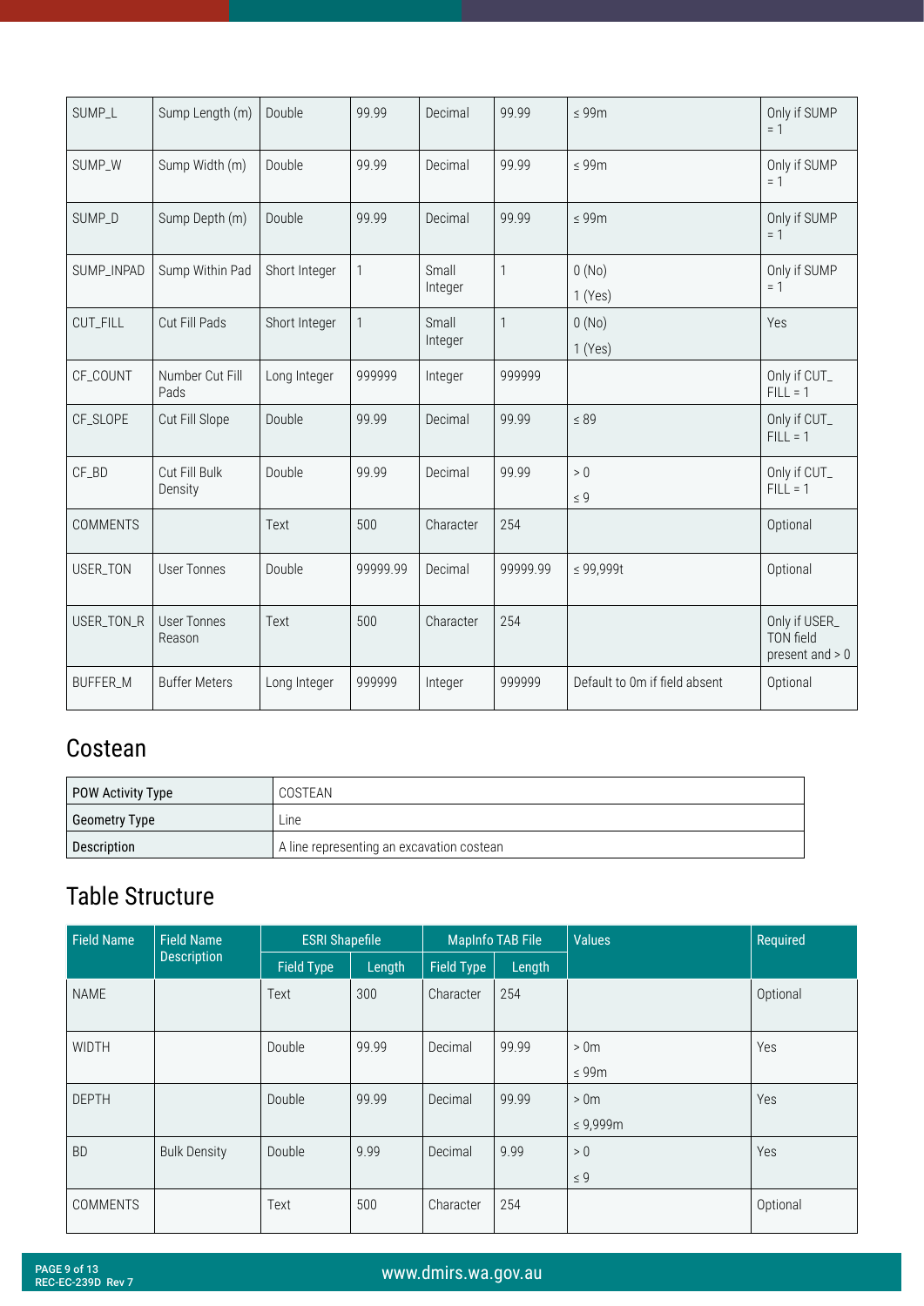| SUMP_L | Sump Length (m) | Double | 99.99 | Decimal | 99.99 | ≤ 99m | Only if SUMP = 1 |
|---|---|---|---|---|---|---|---|
| SUMP_W | Sump Width (m) | Double | 99.99 | Decimal | 99.99 | ≤ 99m | Only if SUMP = 1 |
| SUMP_D | Sump Depth (m) | Double | 99.99 | Decimal | 99.99 | ≤ 99m | Only if SUMP = 1 |
| SUMP_INPAD | Sump Within Pad | Short Integer | 1 | Small Integer | 1 | 0 (No)<br>1 (Yes) | Only if SUMP = 1 |
| CUT_FILL | Cut Fill Pads | Short Integer | 1 | Small Integer | 1 | 0 (No)<br>1 (Yes) | Yes |
| CF_COUNT | Number Cut Fill Pads | Long Integer | 999999 | Integer | 999999 | | Only if CUT_ FILL = 1 |
| CF_SLOPE | Cut Fill Slope | Double | 99.99 | Decimal | 99.99 | ≤ 89 | Only if CUT_ FILL = 1 |
| CF_BD | Cut Fill Bulk Density | Double | 99.99 | Decimal | 99.99 | > 0<br>≤ 9 | Only if CUT_ FILL = 1 |
| COMMENTS | | Text | 500 | Character | 254 | | Optional |
| USER_TON | User Tonnes | Double | 99999.99 | Decimal | 99999.99 | ≤ 99,999t | Optional |
| USER_TON_R | User Tonnes Reason | Text | 500 | Character | 254 | | Only if USER_ TON field present and > 0 |
| BUFFER_M | Buffer Meters | Long Integer | 999999 | Integer | 999999 | Default to 0m if field absent | Optional |

## Costean

| POW Activity Type | COSTEAN |
|---|---|
| Geometry Type | Line |
| Description | A line representing an excavation costean |

## Table Structure

| Field Name | Field Name Description | ESRI Shapefile | | MapInfo TAB File | | Values | Required |
|---|---|---|---|---|---|---|---|
| | | Field Type | Length | Field Type | Length | | |
| NAME | | Text | 300 | Character | 254 | | Optional |
| WIDTH | | Double | 99.99 | Decimal | 99.99 | > 0m<br>≤ 99m | Yes |
| DEPTH | | Double | 99.99 | Decimal | 99.99 | > 0m<br>≤ 9,999m | Yes |
| BD | Bulk Density | Double | 9.99 | Decimal | 9.99 | > 0<br>≤ 9 | Yes |
| COMMENTS | | Text | 500 | Character | 254 | | Optional |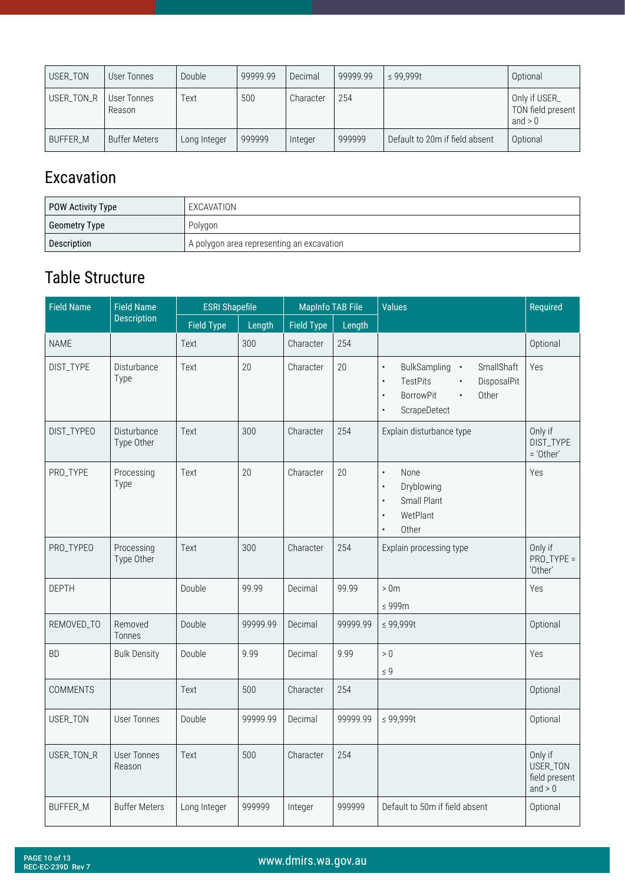| USER_TON | User Tonnes | Double | 99999.99 | Decimal | 99999.99 | ≤ 99,999t | Optional |
|---|---|---|---|---|---|---|---|
| USER_TON_R | User Tonnes Reason | Text | 500 | Character | 254 | | Only if USER_TON field present and > 0 |
| BUFFER_M | Buffer Meters | Long Integer | 999999 | Integer | 999999 | Default to 20m if field absent | Optional |

## Excavation

| POW Activity Type | EXCAVATION |
|---|---|
| Geometry Type | Polygon |
| Description | A polygon area representing an excavation |

## Table Structure

| Field Name | Field Name Description | ESRI Shapefile | | MapInfo TAB File | | Values | Required |
|---|---|---|---|---|---|---|---|
| | | Field Type | Length | Field Type | Length | | |
| NAME | | Text | 300 | Character | 254 | | Optional |
| DIST_TYPE | Disturbance Type | Text | 20 | Character | 20 | • BulkSampling • TestPits • BorrowPit • ScrapeDetect • SmallShaft • DisposalPit • Other | Yes |
| DIST_TYPEO | Disturbance Type Other | Text | 300 | Character | 254 | Explain disturbance type | Only if DIST_TYPE = 'Other' |
| PRO_TYPE | Processing Type | Text | 20 | Character | 20 | • None • Dryblowing • Small Plant • WetPlant • Other | Yes |
| PRO_TYPEO | Processing Type Other | Text | 300 | Character | 254 | Explain processing type | Only if PRO_TYPE = 'Other' |
| DEPTH | | Double | 99.99 | Decimal | 99.99 | > 0m ≤ 999m | Yes |
| REMOVED_TO | Removed Tonnes | Double | 99999.99 | Decimal | 99999.99 | ≤ 99,999t | Optional |
| BD | Bulk Density | Double | 9.99 | Decimal | 9.99 | > 0 ≤ 9 | Yes |
| COMMENTS | | Text | 500 | Character | 254 | | Optional |
| USER_TON | User Tonnes | Double | 99999.99 | Decimal | 99999.99 | ≤ 99,999t | Optional |
| USER_TON_R | User Tonnes Reason | Text | 500 | Character | 254 | | Only if USER_TON field present and > 0 |
| BUFFER_M | Buffer Meters | Long Integer | 999999 | Integer | 999999 | Default to 50m if field absent | Optional |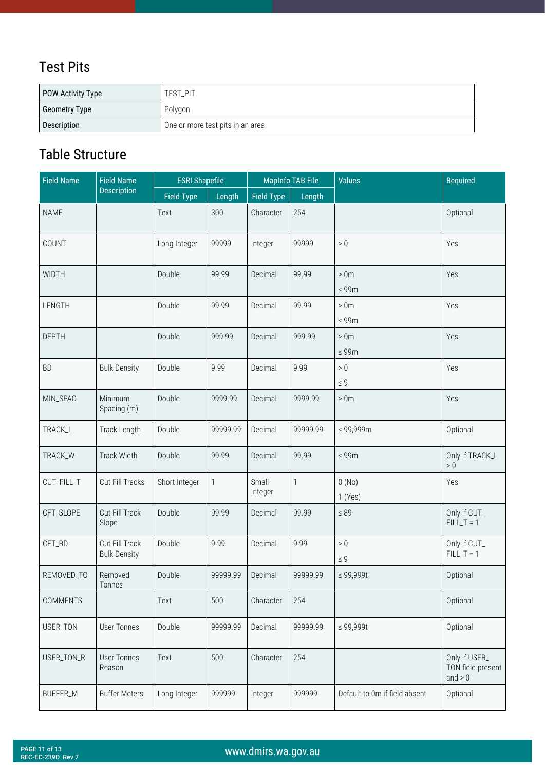## Test Pits

| POW Activity Type | TEST_PIT |
|---|---|
| Geometry Type | Polygon |
| Description | One or more test pits in an area |

## Table Structure

| Field Name | Field Name Description | ESRI Shapefile | | MapInfo TAB File | | Values | Required |
|---|---|---|---|---|---|---|---|
| | | Field Type | Length | Field Type | Length | | |
| NAME | | Text | 300 | Character | 254 | | Optional |
| COUNT | | Long Integer | 99999 | Integer | 99999 | > 0 | Yes |
| WIDTH | | Double | 99.99 | Decimal | 99.99 | > 0m<br>≤ 99m | Yes |
| LENGTH | | Double | 99.99 | Decimal | 99.99 | > 0m<br>≤ 99m | Yes |
| DEPTH | | Double | 999.99 | Decimal | 999.99 | > 0m<br>≤ 99m | Yes |
| BD | Bulk Density | Double | 9.99 | Decimal | 9.99 | > 0<br>≤ 9 | Yes |
| MIN_SPAC | Minimum Spacing (m) | Double | 9999.99 | Decimal | 9999.99 | > 0m | Yes |
| TRACK_L | Track Length | Double | 99999.99 | Decimal | 99999.99 | ≤ 99,999m | Optional |
| TRACK_W | Track Width | Double | 99.99 | Decimal | 99.99 | ≤ 99m | Only if TRACK_L > 0 |
| CUT_FILL_T | Cut Fill Tracks | Short Integer | 1 | Small Integer | 1 | 0 (No)<br>1 (Yes) | Yes |
| CFT_SLOPE | Cut Fill Track Slope | Double | 99.99 | Decimal | 99.99 | ≤ 89 | Only if CUT_FILL_T = 1 |
| CFT_BD | Cut Fill Track Bulk Density | Double | 9.99 | Decimal | 9.99 | > 0<br>≤ 9 | Only if CUT_FILL_T = 1 |
| REMOVED_TO | Removed Tonnes | Double | 99999.99 | Decimal | 99999.99 | ≤ 99,999t | Optional |
| COMMENTS | | Text | 500 | Character | 254 | | Optional |
| USER_TON | User Tonnes | Double | 99999.99 | Decimal | 99999.99 | ≤ 99,999t | Optional |
| USER_TON_R | User Tonnes Reason | Text | 500 | Character | 254 | | Only if USER_TON field present and > 0 |
| BUFFER_M | Buffer Meters | Long Integer | 999999 | Integer | 999999 | Default to 0m if field absent | Optional |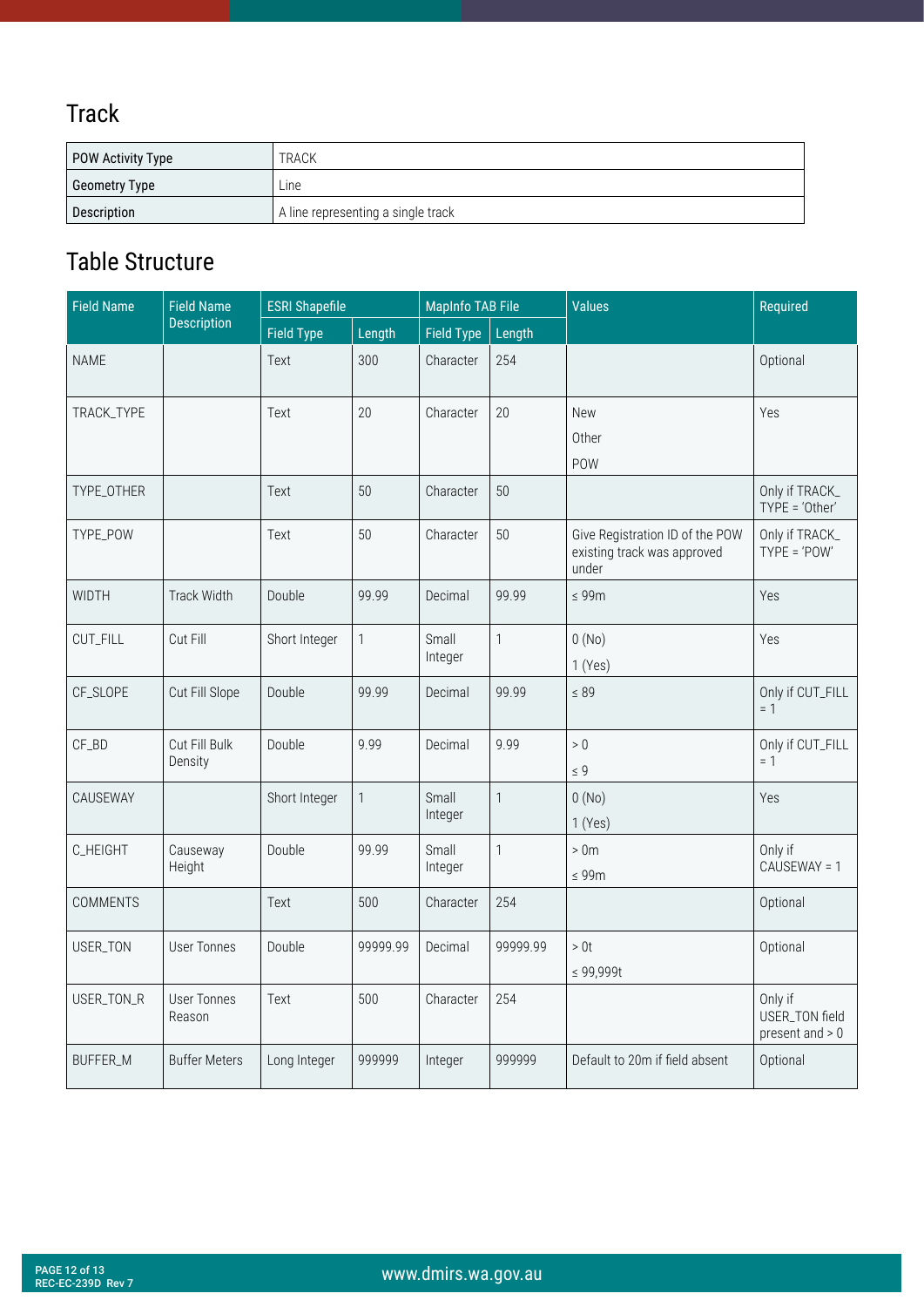## Track

| | |
|---|---|
| POW Activity Type | TRACK |
| Geometry Type | Line |
| Description | A line representing a single track |

## Table Structure

| Field Name | Field Name Description | ESRI Shapefile | | MapInfo TAB File | | Values | Required |
|---|---|---|---|---|---|---|---|
| | | Field Type | Length | Field Type | Length | | |
| NAME | | Text | 300 | Character | 254 | | Optional |
| TRACK_TYPE | | Text | 20 | Character | 20 | New<br>Other<br>POW | Yes |
| TYPE_OTHER | | Text | 50 | Character | 50 | | Only if TRACK_TYPE = 'Other' |
| TYPE_POW | | Text | 50 | Character | 50 | Give Registration ID of the POW existing track was approved under | Only if TRACK_TYPE = 'POW' |
| WIDTH | Track Width | Double | 99.99 | Decimal | 99.99 | ≤ 99m | Yes |
| CUT_FILL | Cut Fill | Short Integer | 1 | Small Integer | 1 | 0 (No)<br>1 (Yes) | Yes |
| CF_SLOPE | Cut Fill Slope | Double | 99.99 | Decimal | 99.99 | ≤ 89 | Only if CUT_FILL = 1 |
| CF_BD | Cut Fill Bulk Density | Double | 9.99 | Decimal | 9.99 | > 0<br>≤ 9 | Only if CUT_FILL = 1 |
| CAUSEWAY | | Short Integer | 1 | Small Integer | 1 | 0 (No)<br>1 (Yes) | Yes |
| C_HEIGHT | Causeway Height | Double | 99.99 | Small Integer | 1 | > 0m<br>≤ 99m | Only if CAUSEWAY = 1 |
| COMMENTS | | Text | 500 | Character | 254 | | Optional |
| USER_TON | User Tonnes | Double | 99999.99 | Decimal | 99999.99 | > 0t<br>≤ 99,999t | Optional |
| USER_TON_R | User Tonnes Reason | Text | 500 | Character | 254 | | Only if USER_TON field present and > 0 |
| BUFFER_M | Buffer Meters | Long Integer | 999999 | Integer | 999999 | Default to 20m if field absent | Optional |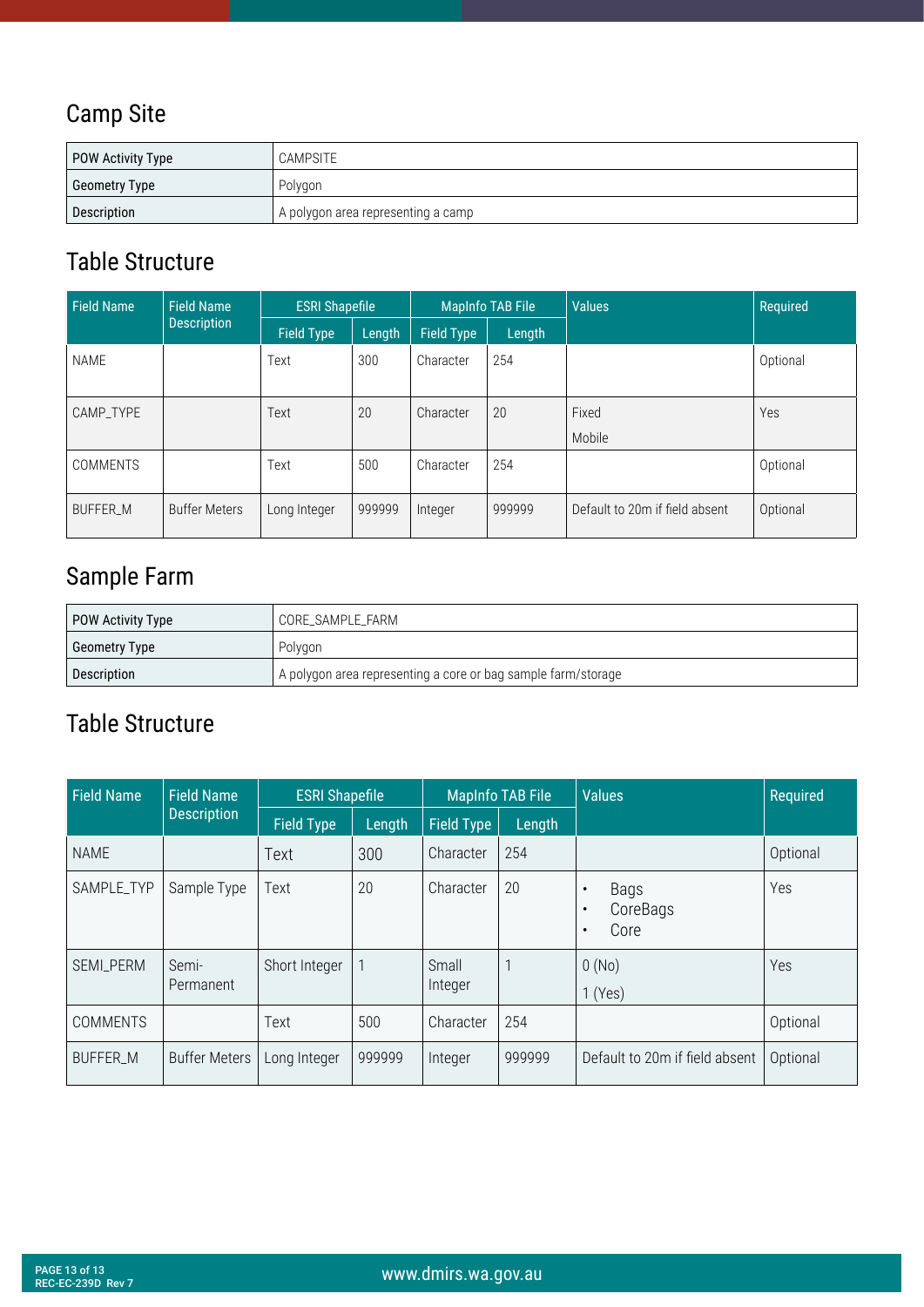## Camp Site

| POW Activity Type | CAMPSITE |
|---|---|
| Geometry Type | Polygon |
| Description | A polygon area representing a camp |

## Table Structure

| Field Name | Field Name Description | ESRI Shapefile | | MapInfo TAB File | | Values | Required |
|---|---|---|---|---|---|---|---|
| | | Field Type | Length | Field Type | Length | | |
| NAME | | Text | 300 | Character | 254 | | Optional |
| CAMP_TYPE | | Text | 20 | Character | 20 | Fixed<br>Mobile | Yes |
| COMMENTS | | Text | 500 | Character | 254 | | Optional |
| BUFFER_M | Buffer Meters | Long Integer | 999999 | Integer | 999999 | Default to 20m if field absent | Optional |

## Sample Farm

| POW Activity Type | CORE_SAMPLE_FARM |
|---|---|
| Geometry Type | Polygon |
| Description | A polygon area representing a core or bag sample farm/storage |

## Table Structure

| Field Name | Field Name Description | ESRI Shapefile | | MapInfo TAB File | | Values | Required |
|---|---|---|---|---|---|---|---|
| | | Field Type | Length | Field Type | Length | | |
| NAME | | Text | 300 | Character | 254 | | Optional |
| SAMPLE_TYP | Sample Type | Text | 20 | Character | 20 | • Bags<br>• CoreBags<br>• Core | Yes |
| SEMI_PERM | Semi-Permanent | Short Integer | 1 | Small Integer | 1 | 0 (No)<br>1 (Yes) | Yes |
| COMMENTS | | Text | 500 | Character | 254 | | Optional |
| BUFFER_M | Buffer Meters | Long Integer | 999999 | Integer | 999999 | Default to 20m if field absent | Optional |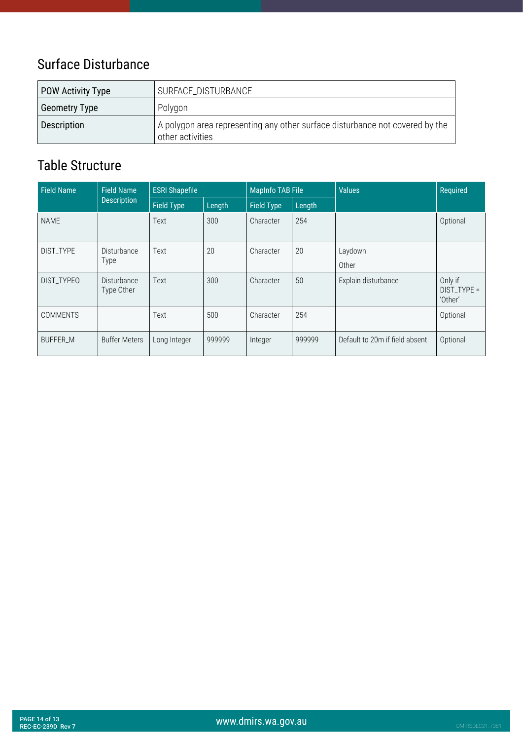## Surface Disturbance

| | |
|---|---|
| POW Activity Type | SURFACE_DISTURBANCE |
| Geometry Type | Polygon |
| Description | A polygon area representing any other surface disturbance not covered by the other activities |

## Table Structure

| Field Name | Field Name Description | ESRI Shapefile | | MapInfo TAB File | | Values | Required |
|---|---|---|---|---|---|---|---|
| | | Field Type | Length | Field Type | Length | | |
| NAME | | Text | 300 | Character | 254 | | Optional |
| DIST_TYPE | Disturbance Type | Text | 20 | Character | 20 | Laydown<br>Other | |
| DIST_TYPEO | Disturbance Type Other | Text | 300 | Character | 50 | Explain disturbance | Only if DIST_TYPE = 'Other' |
| COMMENTS | | Text | 500 | Character | 254 | | Optional |
| BUFFER_M | Buffer Meters | Long Integer | 999999 | Integer | 999999 | Default to 20m if field absent | Optional |